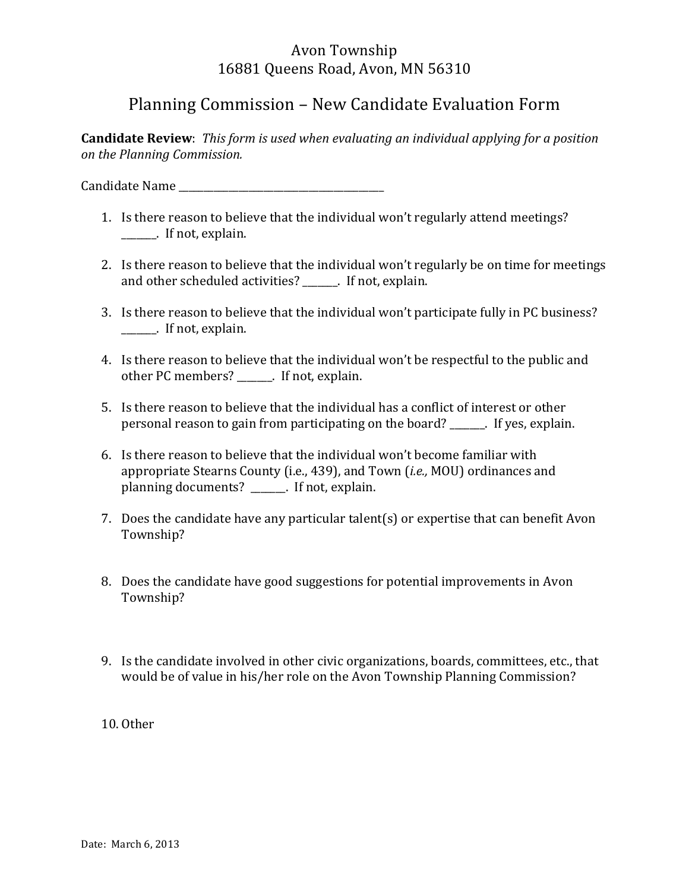Avon Township
16881 Queens Road, Avon, MN 56310

# Planning Commission – New Candidate Evaluation Form

**Candidate Review**: *This form is used when evaluating an individual applying for a position on the Planning Commission.*

Candidate Name _________________________________________

1. Is there reason to believe that the individual won't regularly attend meetings? _______. If not, explain.

2. Is there reason to believe that the individual won't regularly be on time for meetings and other scheduled activities? _______. If not, explain.

3. Is there reason to believe that the individual won't participate fully in PC business? _______. If not, explain.

4. Is there reason to believe that the individual won't be respectful to the public and other PC members? _______. If not, explain.

5. Is there reason to believe that the individual has a conflict of interest or other personal reason to gain from participating on the board? _______. If yes, explain.

6. Is there reason to believe that the individual won't become familiar with appropriate Stearns County (i.e., 439), and Town (*i.e.,* MOU) ordinances and planning documents? _______. If not, explain.

7. Does the candidate have any particular talent(s) or expertise that can benefit Avon Township?

8. Does the candidate have good suggestions for potential improvements in Avon Township?

9. Is the candidate involved in other civic organizations, boards, committees, etc., that would be of value in his/her role on the Avon Township Planning Commission?

10. Other

Date: March 6, 2013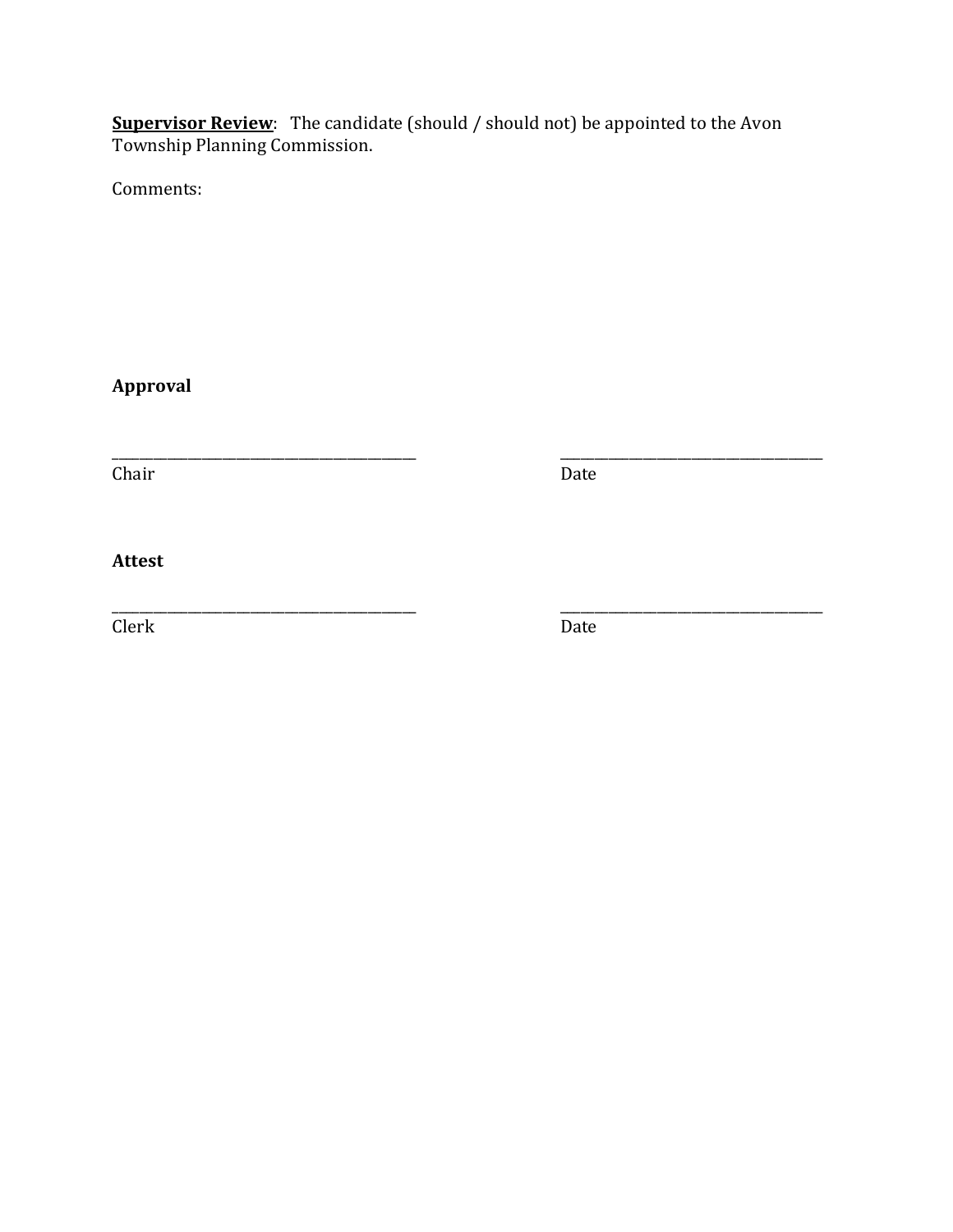**<u>Supervisor Review</u>**: The candidate (should / should not) be appointed to the Avon Township Planning Commission.

Comments:

**Approval**

| | |
|---|---|
| ___________________________________ | ___________________________________ |
| Chair | Date |

**Attest**

| | |
|---|---|
| ___________________________________ | ___________________________________ |
| Clerk | Date |